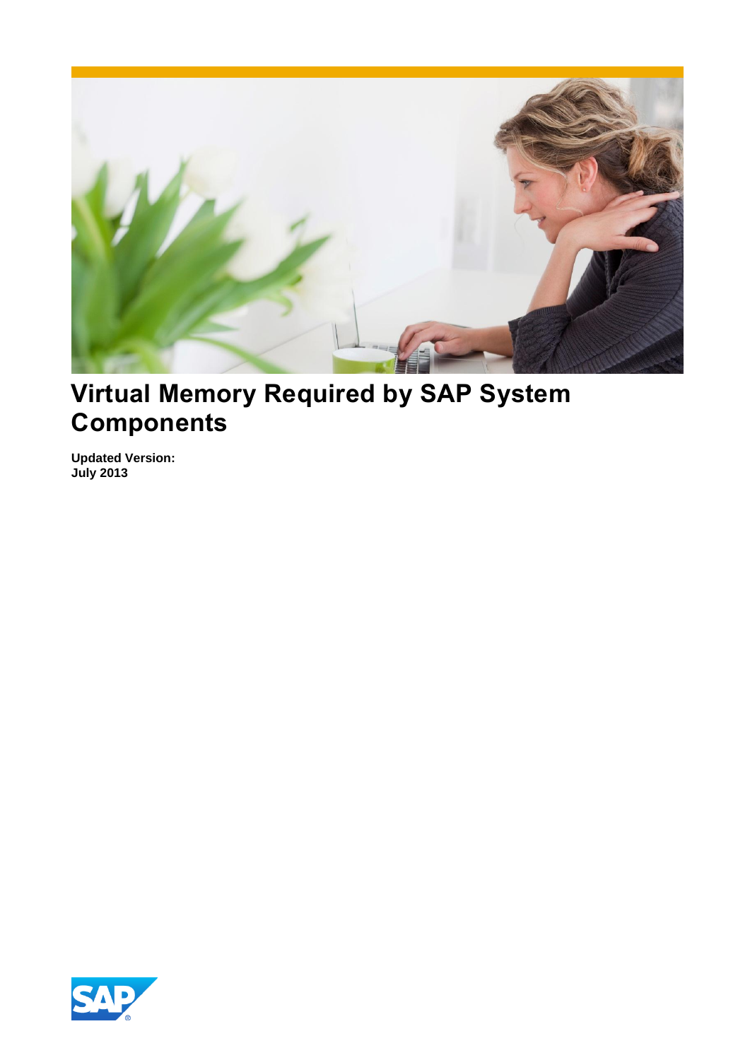# Virtual Memory Required by SAP System Components

**Updated Version:**
**July 2013**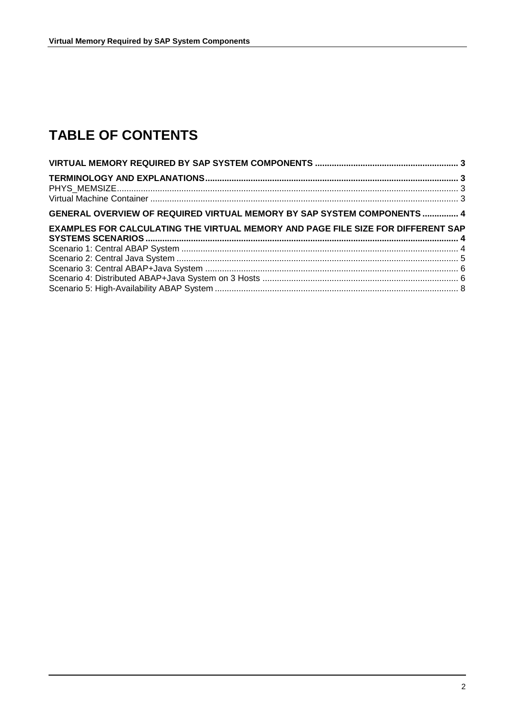# TABLE OF CONTENTS

**VIRTUAL MEMORY REQUIRED BY SAP SYSTEM COMPONENTS ........................................................... 3**

**TERMINOLOGY AND EXPLANATIONS........................................................................................................ 3**

PHYS_MEMSIZE.............................................................................................................................................. 3

Virtual Machine Container ................................................................................................................................ 3

**GENERAL OVERVIEW OF REQUIRED VIRTUAL MEMORY BY SAP SYSTEM COMPONENTS ............... 4**

**EXAMPLES FOR CALCULATING THE VIRTUAL MEMORY AND PAGE FILE SIZE FOR DIFFERENT SAP SYSTEMS SCENARIOS................................................................................................................................. 4**

Scenario 1: Central ABAP System ................................................................................................................... 4

Scenario 2: Central Java System ..................................................................................................................... 5

Scenario 3: Central ABAP+Java System ......................................................................................................... 6

Scenario 4: Distributed ABAP+Java System on 3 Hosts ................................................................................. 6

Scenario 5: High-Availability ABAP System ..................................................................................................... 8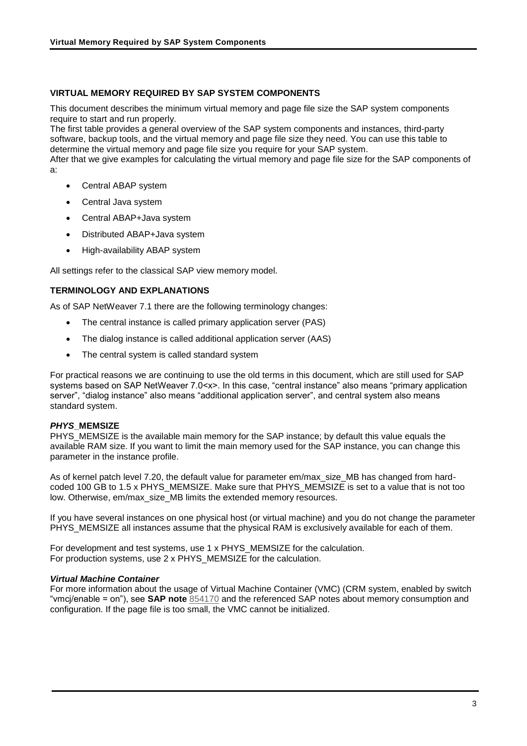## VIRTUAL MEMORY REQUIRED BY SAP SYSTEM COMPONENTS

This document describes the minimum virtual memory and page file size the SAP system components require to start and run properly.
The first table provides a general overview of the SAP system components and instances, third-party software, backup tools, and the virtual memory and page file size they need. You can use this table to determine the virtual memory and page file size you require for your SAP system.
After that we give examples for calculating the virtual memory and page file size for the SAP components of a:

- Central ABAP system
- Central Java system
- Central ABAP+Java system
- Distributed ABAP+Java system
- High-availability ABAP system

All settings refer to the classical SAP view memory model.

## TERMINOLOGY AND EXPLANATIONS

As of SAP NetWeaver 7.1 there are the following terminology changes:

- The central instance is called primary application server (PAS)
- The dialog instance is called additional application server (AAS)
- The central system is called standard system

For practical reasons we are continuing to use the old terms in this document, which are still used for SAP systems based on SAP NetWeaver 7.0<x>. In this case, "central instance" also means "primary application server", "dialog instance" also means "additional application server", and central system also means standard system.

### *PHYS*_MEMSIZE

PHYS_MEMSIZE is the available main memory for the SAP instance; by default this value equals the available RAM size. If you want to limit the main memory used for the SAP instance, you can change this parameter in the instance profile.

As of kernel patch level 7.20, the default value for parameter em/max_size_MB has changed from hard-coded 100 GB to 1.5 x PHYS_MEMSIZE. Make sure that PHYS_MEMSIZE is set to a value that is not too low. Otherwise, em/max_size_MB limits the extended memory resources.

If you have several instances on one physical host (or virtual machine) and you do not change the parameter PHYS_MEMSIZE all instances assume that the physical RAM is exclusively available for each of them.

For development and test systems, use 1 x PHYS_MEMSIZE for the calculation.
For production systems, use 2 x PHYS_MEMSIZE for the calculation.

### *Virtual Machine Container*

For more information about the usage of Virtual Machine Container (VMC) (CRM system, enabled by switch "vmcj/enable = on"), see **SAP note** 854170 and the referenced SAP notes about memory consumption and configuration. If the page file is too small, the VMC cannot be initialized.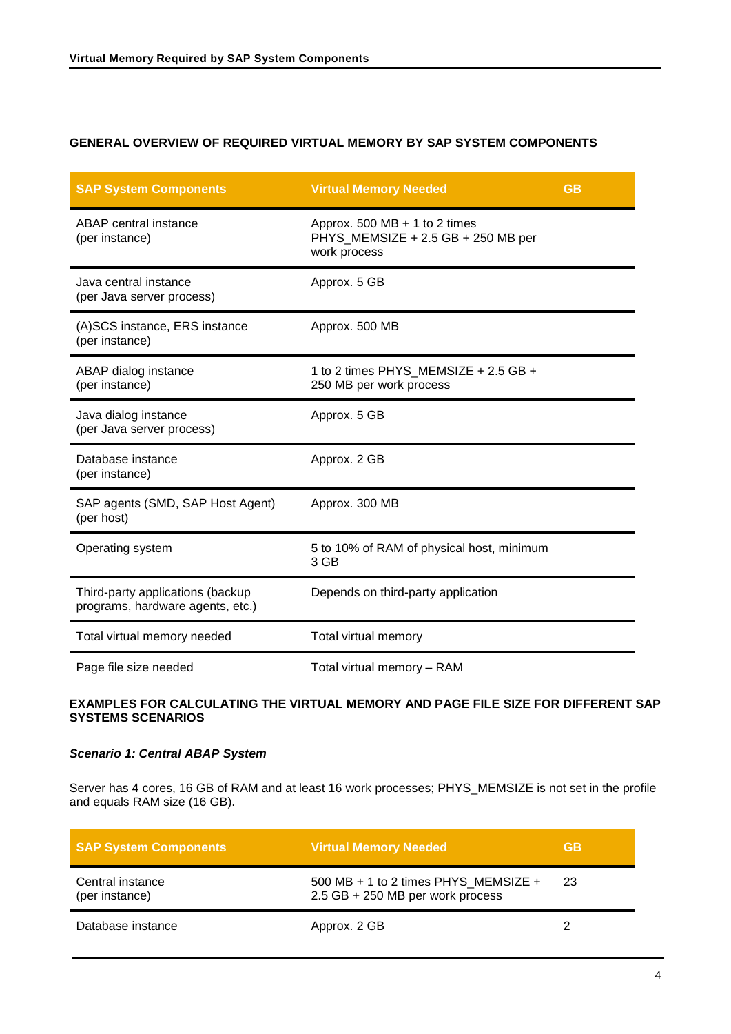### GENERAL OVERVIEW OF REQUIRED VIRTUAL MEMORY BY SAP SYSTEM COMPONENTS

| SAP System Components | Virtual Memory Needed | GB |
|---|---|---|
| ABAP central instance (per instance) | Approx. 500 MB + 1 to 2 times PHYS_MEMSIZE + 2.5 GB + 250 MB per work process | |
| Java central instance (per Java server process) | Approx. 5 GB | |
| (A)SCS instance, ERS instance (per instance) | Approx. 500 MB | |
| ABAP dialog instance (per instance) | 1 to 2 times PHYS_MEMSIZE + 2.5 GB + 250 MB per work process | |
| Java dialog instance (per Java server process) | Approx. 5 GB | |
| Database instance (per instance) | Approx. 2 GB | |
| SAP agents (SMD, SAP Host Agent) (per host) | Approx. 300 MB | |
| Operating system | 5 to 10% of RAM of physical host, minimum 3 GB | |
| Third-party applications (backup programs, hardware agents, etc.) | Depends on third-party application | |
| Total virtual memory needed | Total virtual memory | |
| Page file size needed | Total virtual memory – RAM | |

### EXAMPLES FOR CALCULATING THE VIRTUAL MEMORY AND PAGE FILE SIZE FOR DIFFERENT SAP SYSTEMS SCENARIOS

#### *Scenario 1: Central ABAP System*

Server has 4 cores, 16 GB of RAM and at least 16 work processes; PHYS_MEMSIZE is not set in the profile and equals RAM size (16 GB).

| SAP System Components | Virtual Memory Needed | GB |
|---|---|---|
| Central instance (per instance) | 500 MB + 1 to 2 times PHYS_MEMSIZE + 2.5 GB + 250 MB per work process | 23 |
| Database instance | Approx. 2 GB | 2 |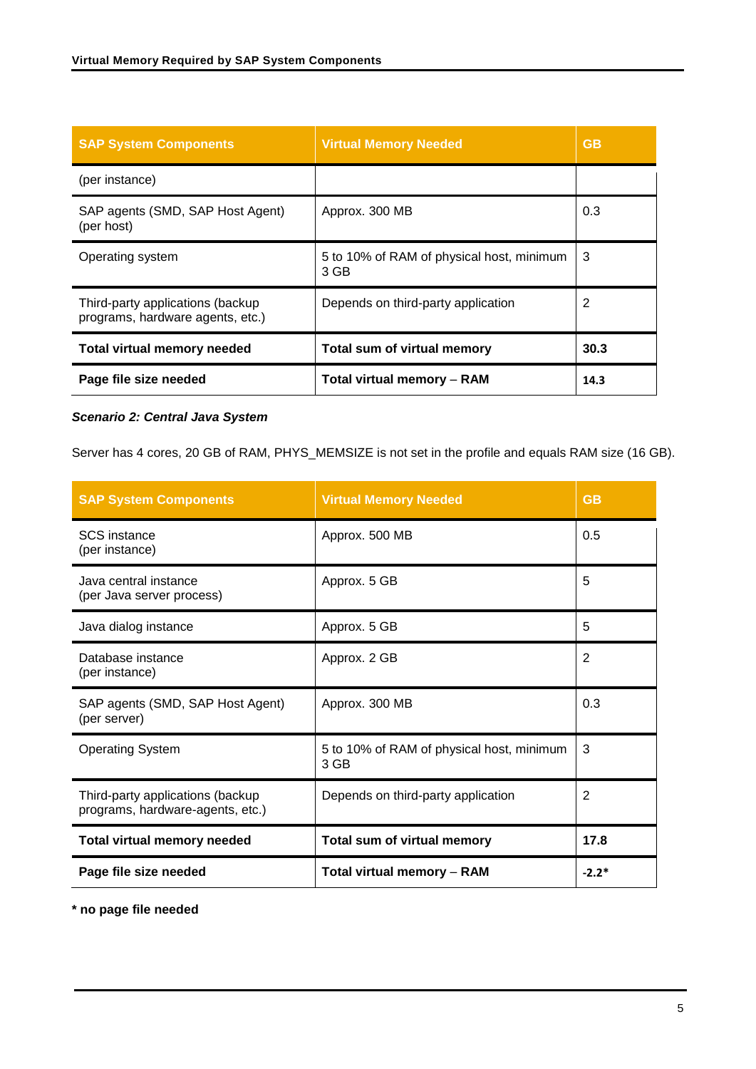| SAP System Components | Virtual Memory Needed | GB |
|---|---|---|
| (per instance) | | |
| SAP agents (SMD, SAP Host Agent) (per host) | Approx. 300 MB | 0.3 |
| Operating system | 5 to 10% of RAM of physical host, minimum 3 GB | 3 |
| Third-party applications (backup programs, hardware agents, etc.) | Depends on third-party application | 2 |
| **Total virtual memory needed** | **Total sum of virtual memory** | **30.3** |
| **Page file size needed** | **Total virtual memory – RAM** | **14.3** |

***Scenario 2: Central Java System***

Server has 4 cores, 20 GB of RAM, PHYS_MEMSIZE is not set in the profile and equals RAM size (16 GB).

| SAP System Components | Virtual Memory Needed | GB |
|---|---|---|
| SCS instance (per instance) | Approx. 500 MB | 0.5 |
| Java central instance (per Java server process) | Approx. 5 GB | 5 |
| Java dialog instance | Approx. 5 GB | 5 |
| Database instance (per instance) | Approx. 2 GB | 2 |
| SAP agents (SMD, SAP Host Agent) (per server) | Approx. 300 MB | 0.3 |
| Operating System | 5 to 10% of RAM of physical host, minimum 3 GB | 3 |
| Third-party applications (backup programs, hardware-agents, etc.) | Depends on third-party application | 2 |
| **Total virtual memory needed** | **Total sum of virtual memory** | **17.8** |
| **Page file size needed** | **Total virtual memory – RAM** | **-2.2*** |

**\* no page file needed**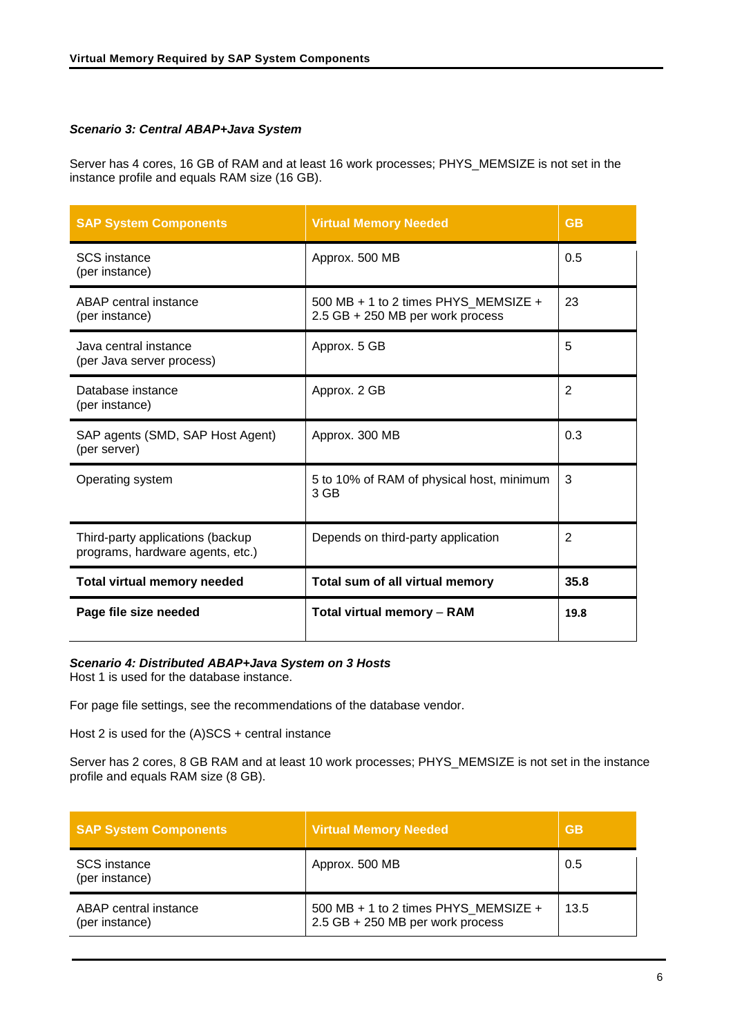***Scenario 3: Central ABAP+Java System***

Server has 4 cores, 16 GB of RAM and at least 16 work processes; PHYS_MEMSIZE is not set in the instance profile and equals RAM size (16 GB).

| SAP System Components | Virtual Memory Needed | GB |
|---|---|---|
| SCS instance (per instance) | Approx. 500 MB | 0.5 |
| ABAP central instance (per instance) | 500 MB + 1 to 2 times PHYS_MEMSIZE + 2.5 GB + 250 MB per work process | 23 |
| Java central instance (per Java server process) | Approx. 5 GB | 5 |
| Database instance (per instance) | Approx. 2 GB | 2 |
| SAP agents (SMD, SAP Host Agent) (per server) | Approx. 300 MB | 0.3 |
| Operating system | 5 to 10% of RAM of physical host, minimum 3 GB | 3 |
| Third-party applications (backup programs, hardware agents, etc.) | Depends on third-party application | 2 |
| **Total virtual memory needed** | **Total sum of all virtual memory** | **35.8** |
| **Page file size needed** | **Total virtual memory – RAM** | **19.8** |

***Scenario 4: Distributed ABAP+Java System on 3 Hosts***

Host 1 is used for the database instance.

For page file settings, see the recommendations of the database vendor.

Host 2 is used for the (A)SCS + central instance

Server has 2 cores, 8 GB RAM and at least 10 work processes; PHYS_MEMSIZE is not set in the instance profile and equals RAM size (8 GB).

| SAP System Components | Virtual Memory Needed | GB |
|---|---|---|
| SCS instance (per instance) | Approx. 500 MB | 0.5 |
| ABAP central instance (per instance) | 500 MB + 1 to 2 times PHYS_MEMSIZE + 2.5 GB + 250 MB per work process | 13.5 |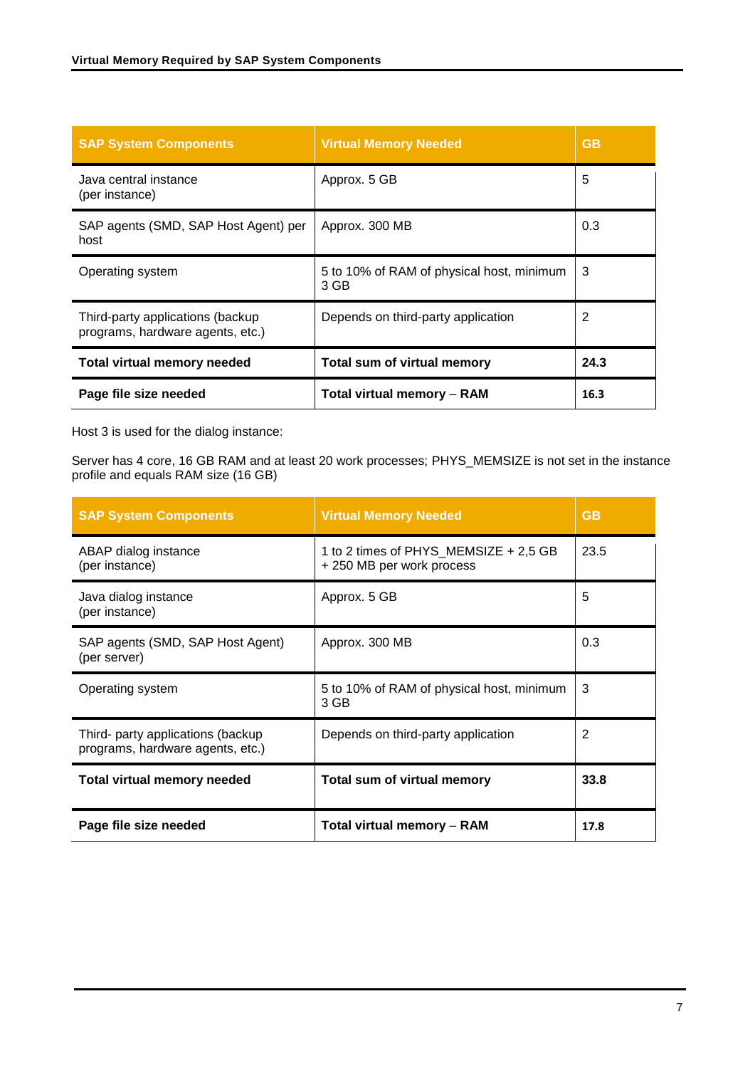| SAP System Components | Virtual Memory Needed | GB |
|---|---|---|
| Java central instance (per instance) | Approx. 5 GB | 5 |
| SAP agents (SMD, SAP Host Agent) per host | Approx. 300 MB | 0.3 |
| Operating system | 5 to 10% of RAM of physical host, minimum 3 GB | 3 |
| Third-party applications (backup programs, hardware agents, etc.) | Depends on third-party application | 2 |
| **Total virtual memory needed** | **Total sum of virtual memory** | **24.3** |
| **Page file size needed** | **Total virtual memory – RAM** | **16.3** |

Host 3 is used for the dialog instance:

Server has 4 core, 16 GB RAM and at least 20 work processes; PHYS_MEMSIZE is not set in the instance profile and equals RAM size (16 GB)

| SAP System Components | Virtual Memory Needed | GB |
|---|---|---|
| ABAP dialog instance (per instance) | 1 to 2 times of PHYS_MEMSIZE + 2,5 GB + 250 MB per work process | 23.5 |
| Java dialog instance (per instance) | Approx. 5 GB | 5 |
| SAP agents (SMD, SAP Host Agent) (per server) | Approx. 300 MB | 0.3 |
| Operating system | 5 to 10% of RAM of physical host, minimum 3 GB | 3 |
| Third- party applications (backup programs, hardware agents, etc.) | Depends on third-party application | 2 |
| **Total virtual memory needed** | **Total sum of virtual memory** | **33.8** |
| **Page file size needed** | **Total virtual memory – RAM** | **17.8** |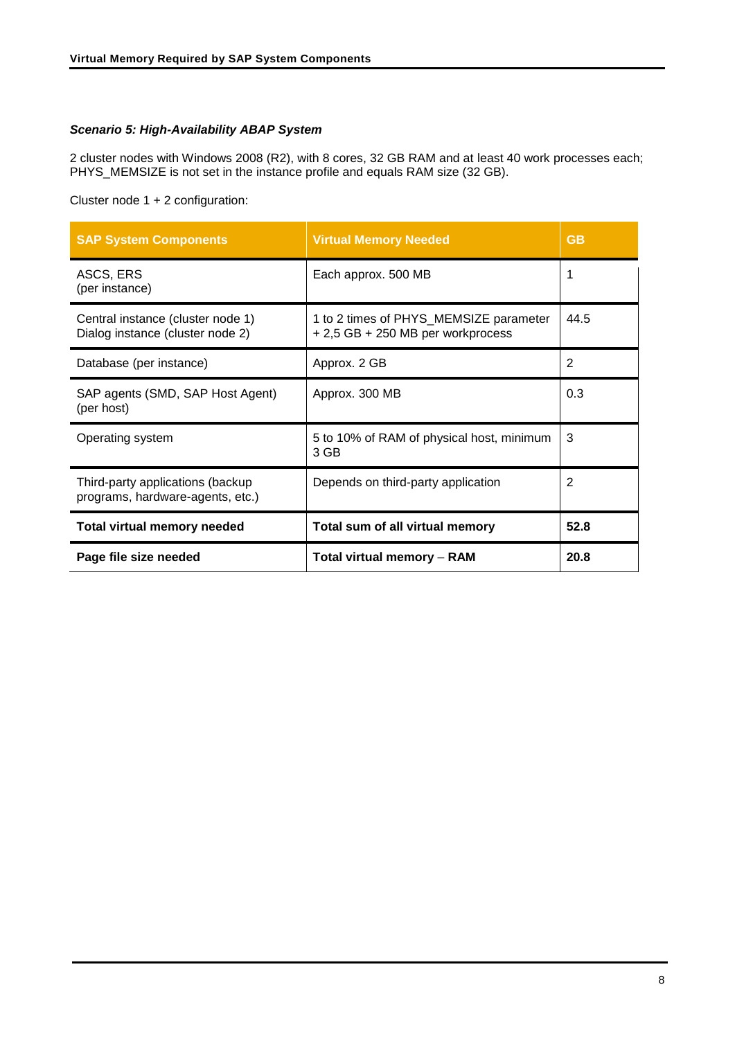***Scenario 5: High-Availability ABAP System***

2 cluster nodes with Windows 2008 (R2), with 8 cores, 32 GB RAM and at least 40 work processes each; PHYS_MEMSIZE is not set in the instance profile and equals RAM size (32 GB).

Cluster node 1 + 2 configuration:

| SAP System Components | Virtual Memory Needed | GB |
|---|---|---|
| ASCS, ERS<br>(per instance) | Each approx. 500 MB | 1 |
| Central instance (cluster node 1)<br>Dialog instance (cluster node 2) | 1 to 2 times of PHYS_MEMSIZE parameter + 2,5 GB + 250 MB per workprocess | 44.5 |
| Database (per instance) | Approx. 2 GB | 2 |
| SAP agents (SMD, SAP Host Agent)<br>(per host) | Approx. 300 MB | 0.3 |
| Operating system | 5 to 10% of RAM of physical host, minimum 3 GB | 3 |
| Third-party applications (backup programs, hardware-agents, etc.) | Depends on third-party application | 2 |
| **Total virtual memory needed** | **Total sum of all virtual memory** | **52.8** |
| **Page file size needed** | **Total virtual memory – RAM** | **20.8** |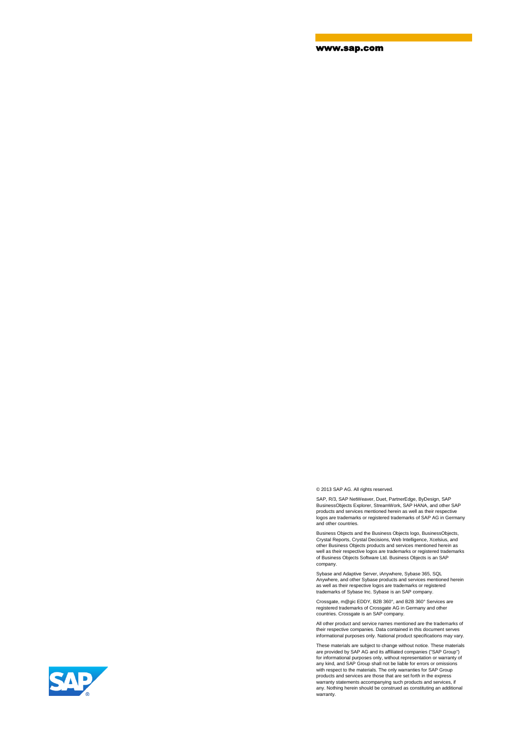**www.sap.com**

© 2013 SAP AG. All rights reserved.

SAP, R/3, SAP NetWeaver, Duet, PartnerEdge, ByDesign, SAP BusinessObjects Explorer, StreamWork, SAP HANA, and other SAP products and services mentioned herein as well as their respective logos are trademarks or registered trademarks of SAP AG in Germany and other countries.

Business Objects and the Business Objects logo, BusinessObjects, Crystal Reports, Crystal Decisions, Web Intelligence, Xcelsius, and other Business Objects products and services mentioned herein as well as their respective logos are trademarks or registered trademarks of Business Objects Software Ltd. Business Objects is an SAP company.

Sybase and Adaptive Server, iAnywhere, Sybase 365, SQL Anywhere, and other Sybase products and services mentioned herein as well as their respective logos are trademarks or registered trademarks of Sybase Inc. Sybase is an SAP company.

Crossgate, m@gic EDDY, B2B 360°, and B2B 360° Services are registered trademarks of Crossgate AG in Germany and other countries. Crossgate is an SAP company.

All other product and service names mentioned are the trademarks of their respective companies. Data contained in this document serves informational purposes only. National product specifications may vary.

These materials are subject to change without notice. These materials are provided by SAP AG and its affiliated companies ("SAP Group") for informational purposes only, without representation or warranty of any kind, and SAP Group shall not be liable for errors or omissions with respect to the materials. The only warranties for SAP Group products and services are those that are set forth in the express warranty statements accompanying such products and services, if any. Nothing herein should be construed as constituting an additional warranty.